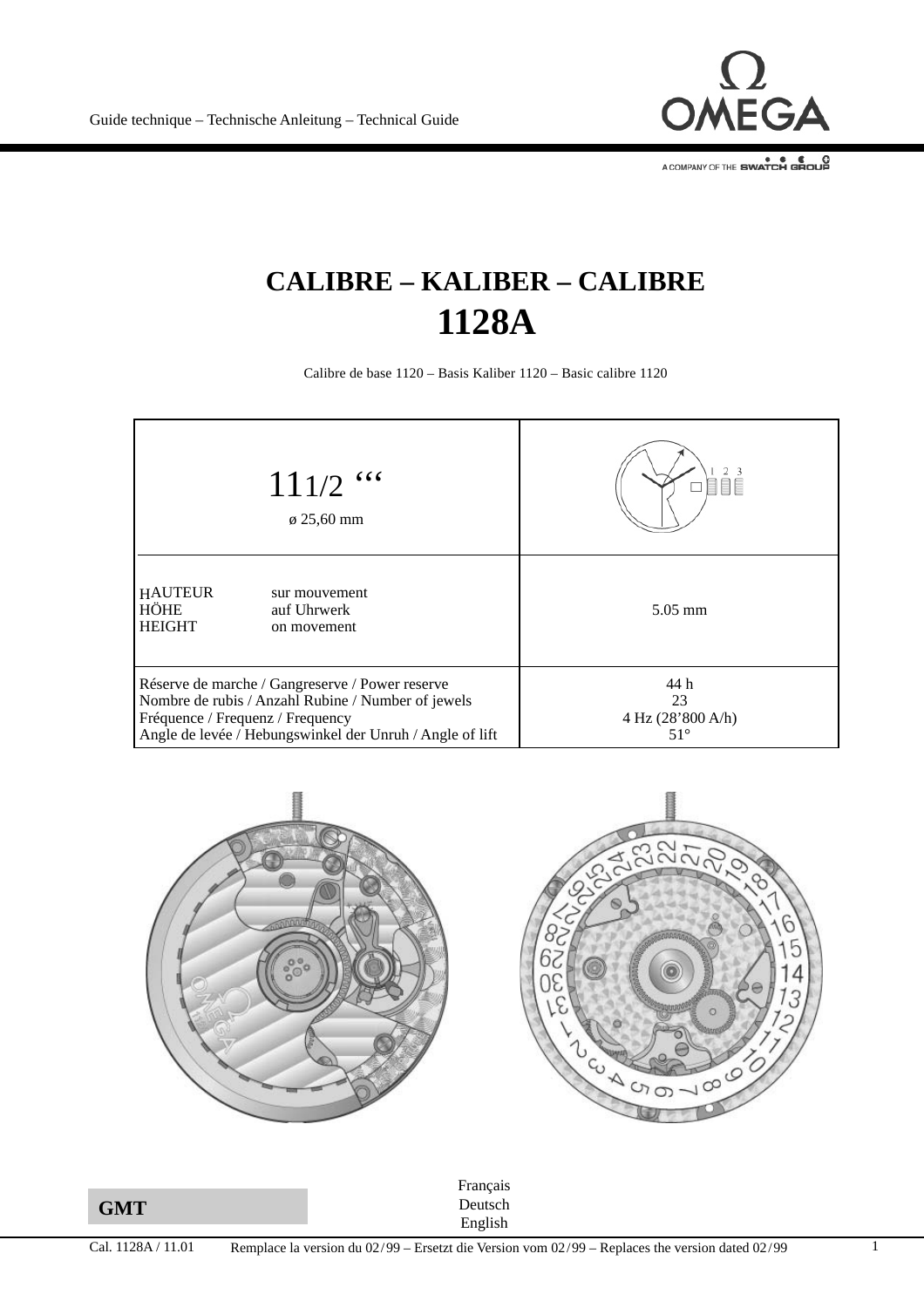Guide technique – Technische Anleitung – Technical Guide

# CALIBRE – KALIBER – CALIBRE
# 1128A

Calibre de base 1120 – Basis Kaliber 1120 – Basic calibre 1120

| | |
|---|---|
| 11 1/2 ‘‘‘<br>ø 25,60 mm | |
| HAUTEUR sur mouvement<br>HÖHE auf Uhrwerk<br>HEIGHT on movement | 5.05 mm |
| Réserve de marche / Gangreserve / Power reserve<br>Nombre de rubis / Anzahl Rubine / Number of jewels<br>Fréquence / Frequenz / Frequency<br>Angle de levée / Hebungswinkel der Unruh / Angle of lift | 44 h<br>23<br>4 Hz (28’800 A/h)<br>51° |

**GMT**

Français
Deutsch
English

Cal. 1128A / 11.01 Remplace la version du 02/99 – Ersetzt die Version vom 02/99 – Replaces the version dated 02/99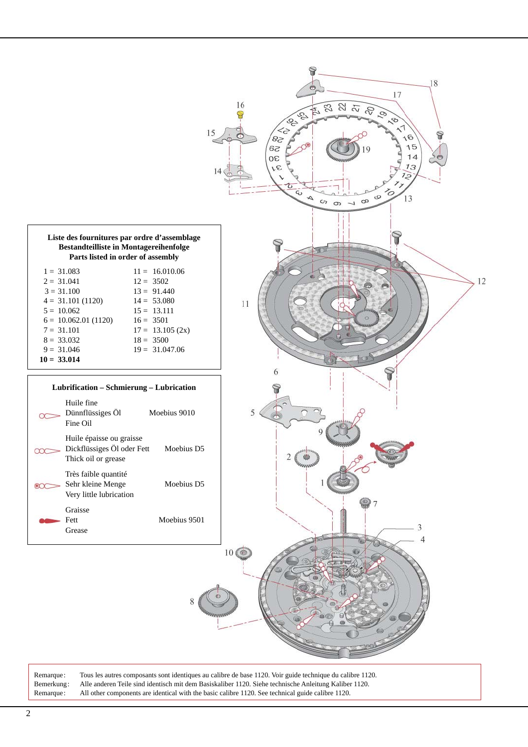**Liste des fournitures par ordre d'assemblage**
**Bestandteilliste in Montagereihenfolge**
**Parts listed in order of assembly**

| | |
|---|---|
| 1 = 31.083 | 11 = 16.010.06 |
| 2 = 31.041 | 12 = 3502 |
| 3 = 31.100 | 13 = 91.440 |
| 4 = 31.101 (1120) | 14 = 53.080 |
| 5 = 10.062 | 15 = 13.111 |
| 6 = 10.062.01 (1120) | 16 = 3501 |
| 7 = 31.101 | 17 = 13.105 (2x) |
| 8 = 33.032 | 18 = 3500 |
| 9 = 31.046 | 19 = 31.047.06 |
| **10 = 33.014** | |

**Lubrification – Schmierung – Lubrication**

| | | |
|---|---|---|
| | Huile fine / Dünnflüssiges Öl / Fine Oil | Moebius 9010 |
| | Huile épaisse ou graisse / Dickflüssiges Öl oder Fett / Thick oil or grease | Moebius D5 |
| | Très faible quantité / Sehr kleine Menge / Very little lubrication | Moebius D5 |
| | Graisse / Fett / Grease | Moebius 9501 |

Remarque: Tous les autres composants sont identiques au calibre de base 1120. Voir guide technique du calibre 1120.
Bemerkung: Alle anderen Teile sind identisch mit dem Basiskaliber 1120. Siehe technische Anleitung Kaliber 1120.
Remarque: All other components are identical with the basic calibre 1120. See technical guide calibre 1120.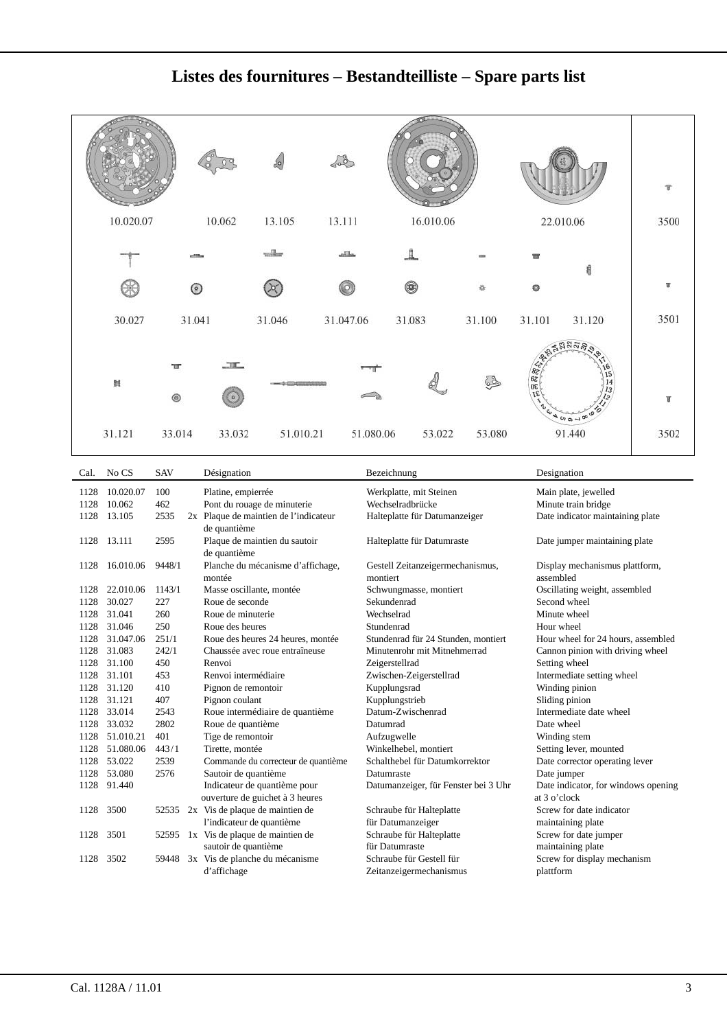# Listes des fournitures – Bestandteilliste – Spare parts list

10.020.07
10.062
13.105
13.111
16.010.06
22.010.06
3500
30.027
31.041
31.046
31.047.06
31.083
31.100
31.101
31.120
3501
31.121
33.014
33.032
51.010.21
51.080.06
53.022
53.080
91.440
3502

| Cal. | No CS | SAV | | Désignation | Bezeichnung | Designation |
|---|---|---|---|---|---|---|
| 1128 | 10.020.07 | 100 | | Platine, empierrée | Werkplatte, mit Steinen | Main plate, jewelled |
| 1128 | 10.062 | 462 | | Pont du rouage de minuterie | Wechselradbrücke | Minute train bridge |
| 1128 | 13.105 | 2535 | 2x | Plaque de maintien de l'indicateur de quantième | Halteplatte für Datumanzeiger | Date indicator maintaining plate |
| 1128 | 13.111 | 2595 | | Plaque de maintien du sautoir de quantième | Halteplatte für Datumraste | Date jumper maintaining plate |
| 1128 | 16.010.06 | 9448/1 | | Planche du mécanisme d'affichage, montée | Gestell Zeitanzeigermechanismus, montiert | Display mechanismus plattform, assembled |
| 1128 | 22.010.06 | 1143/1 | | Masse oscillante, montée | Schwungmasse, montiert | Oscillating weight, assembled |
| 1128 | 30.027 | 227 | | Roue de seconde | Sekundenrad | Second wheel |
| 1128 | 31.041 | 260 | | Roue de minuterie | Wechselrad | Minute wheel |
| 1128 | 31.046 | 250 | | Roue des heures | Stundenrad | Hour wheel |
| 1128 | 31.047.06 | 251/1 | | Roue des heures 24 heures, montée | Stundenrad für 24 Stunden, montiert | Hour wheel for 24 hours, assembled |
| 1128 | 31.083 | 242/1 | | Chaussée avec roue entraîneuse | Minutenrohr mit Mitnehmerrad | Cannon pinion with driving wheel |
| 1128 | 31.100 | 450 | | Renvoi | Zeigerstellrad | Setting wheel |
| 1128 | 31.101 | 453 | | Renvoi intermédiaire | Zwischen-Zeigerstellrad | Intermediate setting wheel |
| 1128 | 31.120 | 410 | | Pignon de remontoir | Kupplungsrad | Winding pinion |
| 1128 | 31.121 | 407 | | Pignon coulant | Kupplungstrieb | Sliding pinion |
| 1128 | 33.014 | 2543 | | Roue intermédiaire de quantième | Datum-Zwischenrad | Intermediate date wheel |
| 1128 | 33.032 | 2802 | | Roue de quantième | Datumrad | Date wheel |
| 1128 | 51.010.21 | 401 | | Tige de remontoir | Aufzugwelle | Winding stem |
| 1128 | 51.080.06 | 443/1 | | Tirette, montée | Winkelhebel, montiert | Setting lever, mounted |
| 1128 | 53.022 | 2539 | | Commande du correcteur de quantième | Schalthebel für Datumkorrektor | Date corrector operating lever |
| 1128 | 53.080 | 2576 | | Sautoir de quantième | Datumraste | Date jumper |
| 1128 | 91.440 | | | Indicateur de quantième pour ouverture de guichet à 3 heures | Datumanzeiger, für Fenster bei 3 Uhr | Date indicator, for windows opening at 3 o'clock |
| 1128 | 3500 | 52535 | 2x | Vis de plaque de maintien de l'indicateur de quantième | Schraube für Halteplatte für Datumanzeiger | Screw for date indicator maintaining plate |
| 1128 | 3501 | 52595 | 1x | Vis de plaque de maintien de sautoir de quantième | Schraube für Halteplatte für Datumraste | Screw for date jumper maintaining plate |
| 1128 | 3502 | 59448 | 3x | Vis de planche du mécanisme d'affichage | Schraube für Gestell für Zeitanzeigermechanismus | Screw for display mechanism plattform |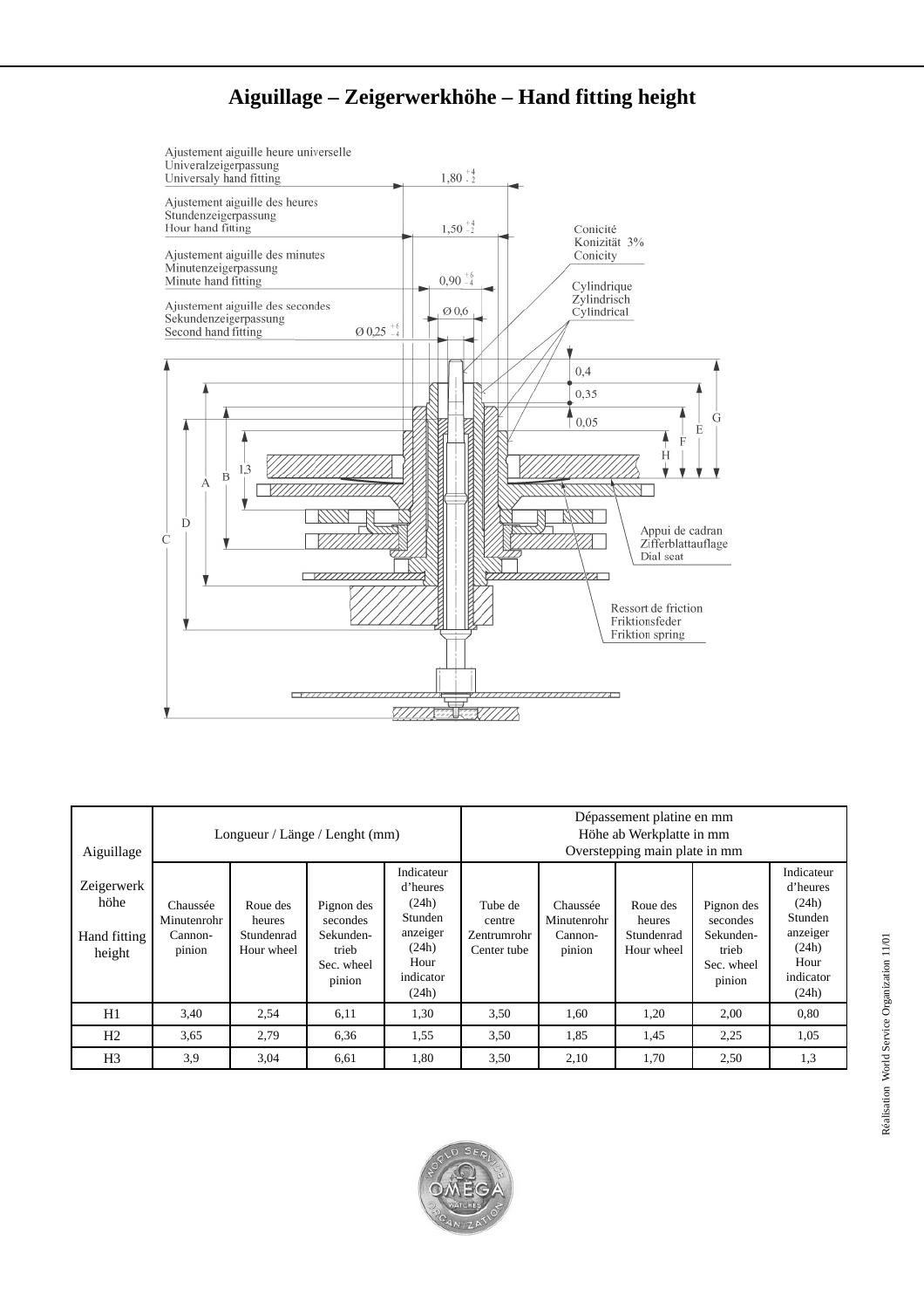# Aiguillage – Zeigerwerkhöhe – Hand fitting height

Ajustement aiguille heure universelle
Univeralzeigerpassung
Universaly hand fitting
1,80 +4 -2

Ajustement aiguille des heures
Stundenzeigerpassung
Hour hand fitting
1,50 +4 -2

Ajustement aiguille des minutes
Minutenzeigerpassung
Minute hand fitting
0,90 +6 -4

Ajustement aiguille des secondes
Sekundenzeigerpassung
Second hand fitting
Ø 0,25 +6 -4

Ø 0,6

Conicité
Konizität 3%
Conicity

Cylindrique
Zylindrisch
Cylindrical

0,4
0,35
0,05

G
E
F
H

1,3
A
B
D
C

Appui de cadran
Zifferblattauflage
Dial seat

Ressort de friction
Friktionsfeder
Friktion spring

| Aiguillage<br><br>Zeigerwerk höhe<br><br>Hand fitting height | Longueur / Länge / Lenght (mm) | | | | Dépassement platine en mm<br>Höhe ab Werkplatte in mm<br>Overstepping main plate in mm | | | | |
|---|---|---|---|---|---|---|---|---|---|
| | Chaussée Minutenrohr Cannon-pinion | Roue des heures Stundenrad Hour wheel | Pignon des secondes Sekunden-trieb Sec. wheel pinion | Indicateur d'heures (24h) Stunden anzeiger (24h) Hour indicator (24h) | Tube de centre Zentrumrohr Center tube | Chaussée Minutenrohr Cannon-pinion | Roue des heures Stundenrad Hour wheel | Pignon des secondes Sekunden-trieb Sec. wheel pinion | Indicateur d'heures (24h) Stunden anzeiger (24h) Hour indicator (24h) |
| H1 | 3,40 | 2,54 | 6,11 | 1,30 | 3,50 | 1,60 | 1,20 | 2,00 | 0,80 |
| H2 | 3,65 | 2,79 | 6,36 | 1,55 | 3,50 | 1,85 | 1,45 | 2,25 | 1,05 |
| H3 | 3,9 | 3,04 | 6,61 | 1,80 | 3,50 | 2,10 | 1,70 | 2,50 | 1,3 |

Réalisation World Service Organization 11/01